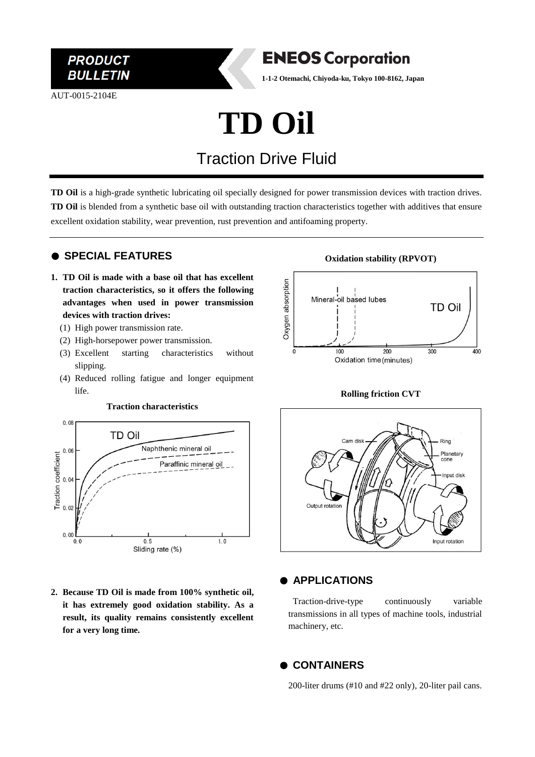**PRODUCT BULLETIN**

**ENEOS Corporation**

**1-1-2 Otemachi, Chiyoda-ku, Tokyo 100-8162, Japan**

AUT-0015-2104E

# TD Oil

## Traction Drive Fluid

**TD Oil** is a high-grade synthetic lubricating oil specially designed for power transmission devices with traction drives. **TD Oil** is blended from a synthetic base oil with outstanding traction characteristics together with additives that ensure excellent oxidation stability, wear prevention, rust prevention and antifoaming property.

## ● SPECIAL FEATURES

1. **TD Oil is made with a base oil that has excellent traction characteristics, so it offers the following advantages when used in power transmission devices with traction drives:**
   (1) High power transmission rate.
   (2) High-horsepower power transmission.
   (3) Excellent starting characteristics without slipping.
   (4) Reduced rolling fatigue and longer equipment life.

**Traction characteristics**

2. **Because TD Oil is made from 100% synthetic oil, it has extremely good oxidation stability. As a result, its quality remains consistently excellent for a very long time.**

**Oxidation stability (RPVOT)**

**Rolling friction CVT**

## ● APPLICATIONS

Traction-drive-type continuously variable transmissions in all types of machine tools, industrial machinery, etc.

## ● CONTAINERS

200-liter drums (#10 and #22 only), 20-liter pail cans.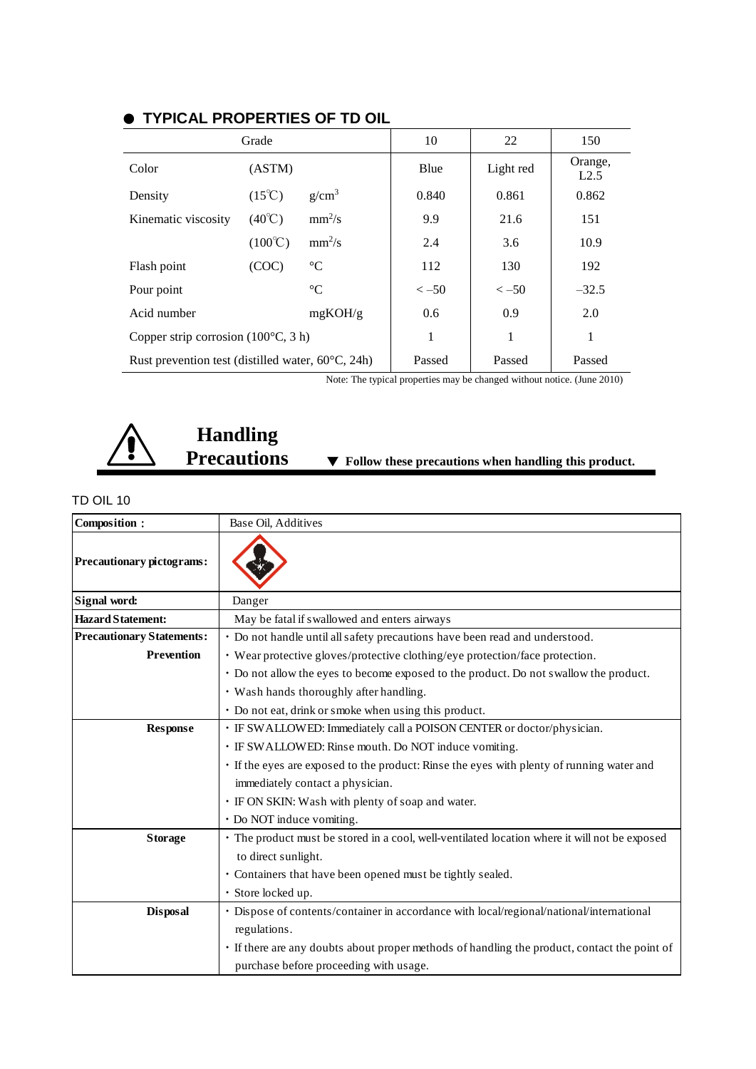## ● TYPICAL PROPERTIES OF TD OIL

| Grade | | | 10 | 22 | 150 |
|---|---|---|---|---|---|
| Color | (ASTM) | | Blue | Light red | Orange, L2.5 |
| Density | (15℃) | $g/cm^3$ | 0.840 | 0.861 | 0.862 |
| Kinematic viscosity | (40℃) | $mm^2/s$ | 9.9 | 21.6 | 151 |
| | (100℃) | $mm^2/s$ | 2.4 | 3.6 | 10.9 |
| Flash point | (COC) | °C | 112 | 130 | 192 |
| Pour point | | °C | < −50 | < −50 | −32.5 |
| Acid number | | mgKOH/g | 0.6 | 0.9 | 2.0 |
| Copper strip corrosion (100°C, 3 h) | | | 1 | 1 | 1 |
| Rust prevention test (distilled water, 60°C, 24h) | | | Passed | Passed | Passed |

Note: The typical properties may be changed without notice. (June 2010)

## Handling Precautions

▼ **Follow these precautions when handling this product.**

TD OIL 10

| | |
|---|---|
| **Composition:** | Base Oil, Additives |
| **Precautionary pictograms:** | |
| **Signal word:** | Danger |
| **Hazard Statement:** | May be fatal if swallowed and enters airways |
| **Precautionary Statements:** **Prevention** | ・Do not handle until all safety precautions have been read and understood.<br>・Wear protective gloves/protective clothing/eye protection/face protection.<br>・Do not allow the eyes to become exposed to the product. Do not swallow the product.<br>・Wash hands thoroughly after handling.<br>・Do not eat, drink or smoke when using this product. |
| **Response** | ・IF SWALLOWED: Immediately call a POISON CENTER or doctor/physician.<br>・IF SWALLOWED: Rinse mouth. Do NOT induce vomiting.<br>・If the eyes are exposed to the product: Rinse the eyes with plenty of running water and immediately contact a physician.<br>・IF ON SKIN: Wash with plenty of soap and water.<br>・Do NOT induce vomiting. |
| **Storage** | ・The product must be stored in a cool, well-ventilated location where it will not be exposed to direct sunlight.<br>・Containers that have been opened must be tightly sealed.<br>・Store locked up. |
| **Disposal** | ・Dispose of contents/container in accordance with local/regional/national/international regulations.<br>・If there are any doubts about proper methods of handling the product, contact the point of purchase before proceeding with usage. |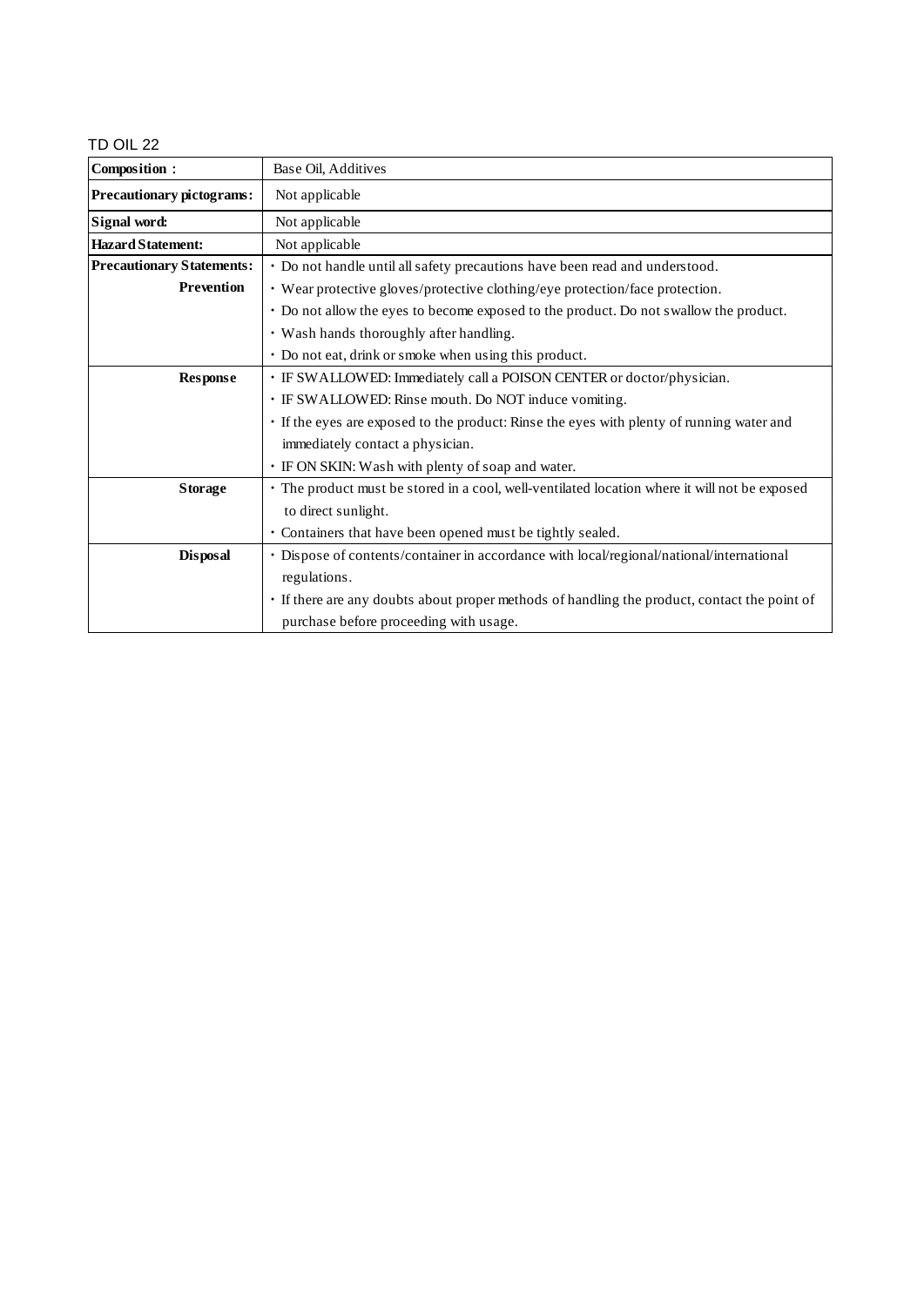TD OIL 22

| **Composition :** | Base Oil, Additives |
|---|---|
| **Precautionary pictograms:** | Not applicable |
| **Signal word:** | Not applicable |
| **Hazard Statement:** | Not applicable |
| **Precautionary Statements:** **Prevention** | ・Do not handle until all safety precautions have been read and understood.<br>・Wear protective gloves/protective clothing/eye protection/face protection.<br>・Do not allow the eyes to become exposed to the product. Do not swallow the product.<br>・Wash hands thoroughly after handling.<br>・Do not eat, drink or smoke when using this product. |
| **Response** | ・IF SWALLOWED: Immediately call a POISON CENTER or doctor/physician.<br>・IF SWALLOWED: Rinse mouth. Do NOT induce vomiting.<br>・If the eyes are exposed to the product: Rinse the eyes with plenty of running water and immediately contact a physician.<br>・IF ON SKIN: Wash with plenty of soap and water. |
| **Storage** | ・The product must be stored in a cool, well-ventilated location where it will not be exposed to direct sunlight.<br>・Containers that have been opened must be tightly sealed. |
| **Disposal** | ・Dispose of contents/container in accordance with local/regional/national/international regulations.<br>・If there are any doubts about proper methods of handling the product, contact the point of purchase before proceeding with usage. |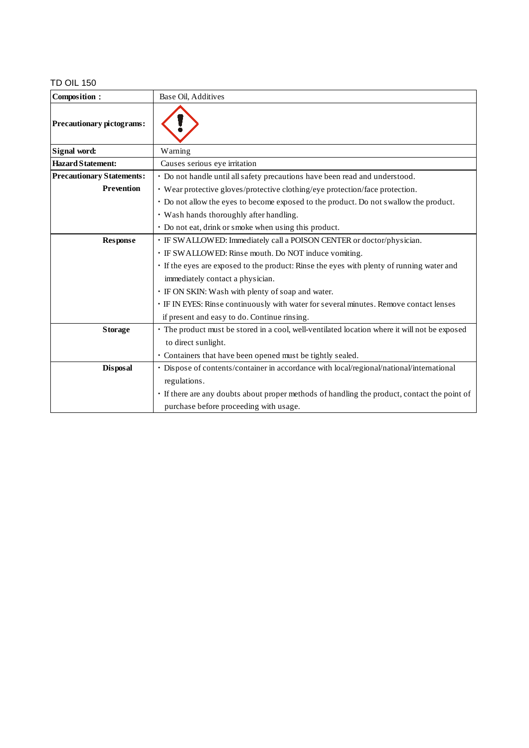TD OIL 150

| | |
|---|---|
| **Composition :** | Base Oil, Additives |
| **Precautionary pictograms:** | |
| **Signal word:** | Warning |
| **Hazard Statement:** | Causes serious eye irritation |
| **Precautionary Statements:** **Prevention** | • Do not handle until all safety precautions have been read and understood.<br>• Wear protective gloves/protective clothing/eye protection/face protection.<br>• Do not allow the eyes to become exposed to the product. Do not swallow the product.<br>• Wash hands thoroughly after handling.<br>• Do not eat, drink or smoke when using this product. |
| **Response** | • IF SWALLOWED: Immediately call a POISON CENTER or doctor/physician.<br>• IF SWALLOWED: Rinse mouth. Do NOT induce vomiting.<br>• If the eyes are exposed to the product: Rinse the eyes with plenty of running water and immediately contact a physician.<br>• IF ON SKIN: Wash with plenty of soap and water.<br>• IF IN EYES: Rinse continuously with water for several minutes. Remove contact lenses if present and easy to do. Continue rinsing. |
| **Storage** | • The product must be stored in a cool, well-ventilated location where it will not be exposed to direct sunlight.<br>• Containers that have been opened must be tightly sealed. |
| **Disposal** | • Dispose of contents/container in accordance with local/regional/national/international regulations.<br>• If there are any doubts about proper methods of handling the product, contact the point of purchase before proceeding with usage. |